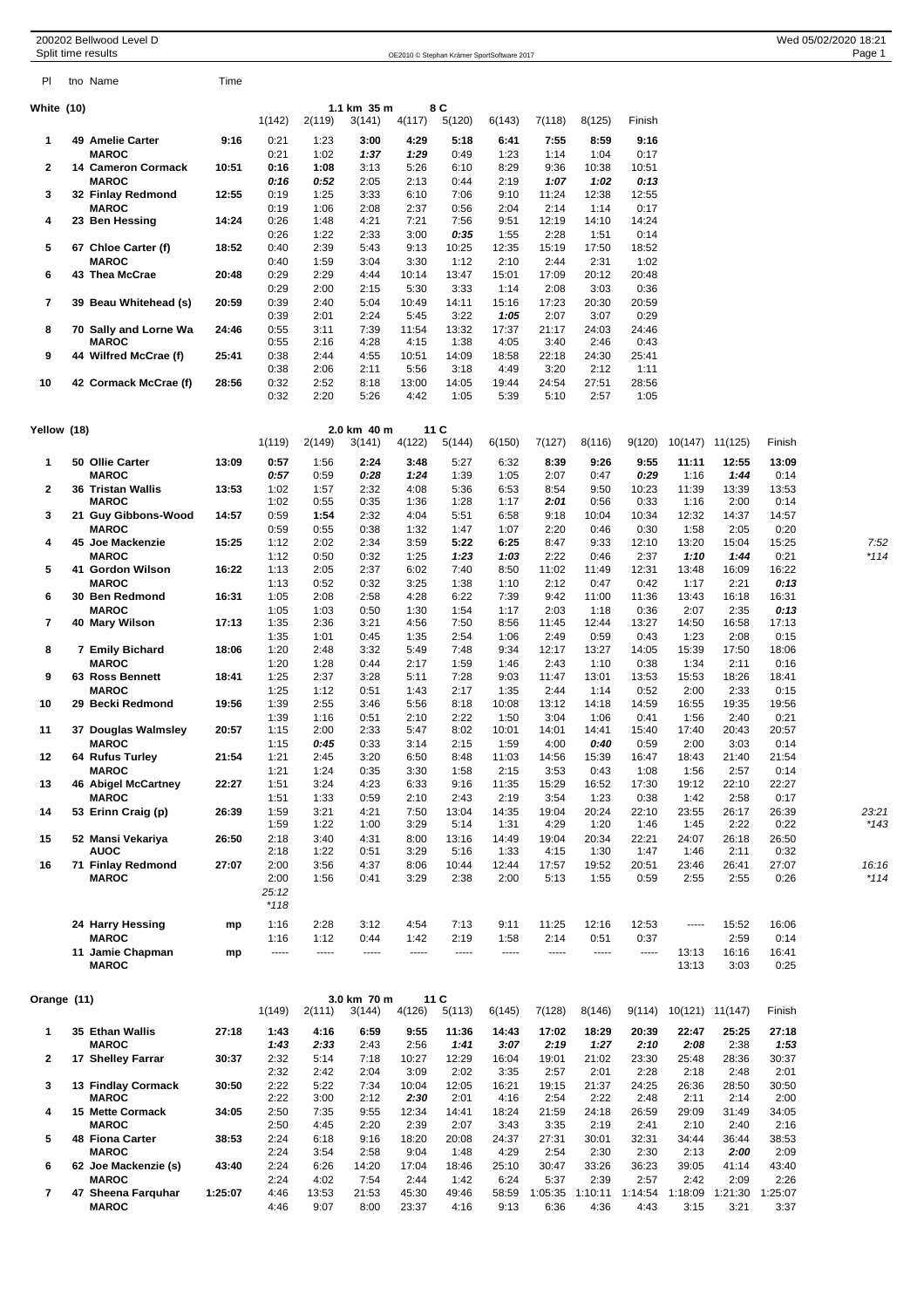200202 Bellwood Level D
Split time results

OE2010 © Stephan Krämer SportSoftware 2017

Wed 05/02/2020 18:21

## White (10) — 1.1 km 35 m, 8 C

| Pl | tno | Name | Time | 1(142) | 2(119) | 3(141) | 4(117) | 5(120) | 6(143) | 7(118) | 8(125) | Finish |
|---|---|---|---|---|---|---|---|---|---|---|---|---|
| 1 | 49 | **Amelie Carter** | 9:16 | 0:21 | 1:23 | **3:00** | **4:29** | **5:18** | **6:41** | **7:55** | **8:59** | **9:16** |
| | | **MAROC** | | 0:21 | 1:02 | ***1:37*** | ***1:29*** | 0:49 | 1:23 | 1:14 | 1:04 | 0:17 |
| 2 | 14 | **Cameron Cormack** | 10:51 | **0:16** | **1:08** | 3:13 | 5:26 | 6:10 | 8:29 | 9:36 | 10:38 | 10:51 |
| | | **MAROC** | | ***0:16*** | ***0:52*** | 2:05 | 2:13 | 0:44 | 2:19 | ***1:07*** | ***1:02*** | ***0:13*** |
| 3 | 32 | **Finlay Redmond** | 12:55 | 0:19 | 1:25 | 3:33 | 6:10 | 7:06 | 9:10 | 11:24 | 12:38 | 12:55 |
| | | **MAROC** | | 0:19 | 1:06 | 2:08 | 2:37 | 0:56 | 2:04 | 2:14 | 1:14 | 0:17 |
| 4 | 23 | **Ben Hessing** | 14:24 | 0:26 | 1:48 | 4:21 | 7:21 | 7:56 | 9:51 | 12:19 | 14:10 | 14:24 |
| | | | | 0:26 | 1:22 | 2:33 | 3:00 | ***0:35*** | 1:55 | 2:28 | 1:51 | 0:14 |
| 5 | 67 | **Chloe Carter (f)** | 18:52 | 0:40 | 2:39 | 5:43 | 9:13 | 10:25 | 12:35 | 15:19 | 17:50 | 18:52 |
| | | **MAROC** | | 0:40 | 1:59 | 3:04 | 3:30 | 1:12 | 2:10 | 2:44 | 2:31 | 1:02 |
| 6 | 43 | **Thea McCrae** | 20:48 | 0:29 | 2:29 | 4:44 | 10:14 | 13:47 | 15:01 | 17:09 | 20:12 | 20:48 |
| | | | | 0:29 | 2:00 | 2:15 | 5:30 | 3:33 | 1:14 | 2:08 | 3:03 | 0:36 |
| 7 | 39 | **Beau Whitehead (s)** | 20:59 | 0:39 | 2:40 | 5:04 | 10:49 | 14:11 | 15:16 | 17:23 | 20:30 | 20:59 |
| | | | | 0:39 | 2:01 | 2:24 | 5:45 | 3:22 | ***1:05*** | 2:07 | 3:07 | 0:29 |
| 8 | 70 | **Sally and Lorne Wa** | 24:46 | 0:55 | 3:11 | 7:39 | 11:54 | 13:32 | 17:37 | 21:17 | 24:03 | 24:46 |
| | | **MAROC** | | 0:55 | 2:16 | 4:28 | 4:15 | 1:38 | 4:05 | 3:40 | 2:46 | 0:43 |
| 9 | 44 | **Wilfred McCrae (f)** | 25:41 | 0:38 | 2:44 | 4:55 | 10:51 | 14:09 | 18:58 | 22:18 | 24:30 | 25:41 |
| | | | | 0:38 | 2:06 | 2:11 | 5:56 | 3:18 | 4:49 | 3:20 | 2:12 | 1:11 |
| 10 | 42 | **Cormack McCrae (f)** | 28:56 | 0:32 | 2:52 | 8:18 | 13:00 | 14:05 | 19:44 | 24:54 | 27:51 | 28:56 |
| | | | | 0:32 | 2:20 | 5:26 | 4:42 | 1:05 | 5:39 | 5:10 | 2:57 | 1:05 |

## Yellow (18) — 2.0 km 40 m, 11 C

| Pl | tno | Name | Time | 1(119) | 2(149) | 3(141) | 4(122) | 5(144) | 6(150) | 7(127) | 8(116) | 9(120) | 10(147) | 11(125) | Finish | |
|---|---|---|---|---|---|---|---|---|---|---|---|---|---|---|---|---|
| 1 | 50 | **Ollie Carter** | 13:09 | **0:57** | 1:56 | **2:24** | **3:48** | 5:27 | 6:32 | **8:39** | **9:26** | **9:55** | **11:11** | **12:55** | **13:09** | |
| | | **MAROC** | | ***0:57*** | 0:59 | ***0:28*** | ***1:24*** | 1:39 | 1:05 | 2:07 | 0:47 | ***0:29*** | 1:16 | ***1:44*** | 0:14 | |
| 2 | 36 | **Tristan Wallis** | 13:53 | 1:02 | 1:57 | 2:32 | 4:08 | 5:36 | 6:53 | 8:54 | 9:50 | 10:23 | 11:39 | 13:39 | 13:53 | |
| | | **MAROC** | | 1:02 | 0:55 | 0:35 | 1:36 | 1:28 | 1:17 | ***2:01*** | 0:56 | 0:33 | 1:16 | 2:00 | 0:14 | |
| 3 | 21 | **Guy Gibbons-Wood** | 14:57 | 0:59 | **1:54** | 2:32 | 4:04 | 5:51 | 6:58 | 9:18 | 10:04 | 10:34 | 12:32 | 14:37 | 14:57 | |
| | | **MAROC** | | 0:59 | 0:55 | 0:38 | 1:32 | 1:47 | 1:07 | 2:20 | 0:46 | 0:30 | 1:58 | 2:05 | 0:20 | |
| 4 | 45 | **Joe Mackenzie** | 15:25 | 1:12 | 2:02 | 2:34 | 3:59 | **5:22** | **6:25** | 8:47 | 9:33 | 12:10 | 13:20 | 15:04 | 15:25 | 7:52 |
| | | **MAROC** | | 1:12 | 0:50 | 0:32 | 1:25 | ***1:23*** | ***1:03*** | 2:22 | 0:46 | 2:37 | ***1:10*** | ***1:44*** | 0:21 | *114 |
| 5 | 41 | **Gordon Wilson** | 16:22 | 1:13 | 2:05 | 2:37 | 6:02 | 7:40 | 8:50 | 11:02 | 11:49 | 12:31 | 13:48 | 16:09 | 16:22 | |
| | | **MAROC** | | 1:13 | 0:52 | 0:32 | 3:25 | 1:38 | 1:10 | 2:12 | 0:47 | 0:42 | 1:17 | 2:21 | ***0:13*** | |
| 6 | 30 | **Ben Redmond** | 16:31 | 1:05 | 2:08 | 2:58 | 4:28 | 6:22 | 7:39 | 9:42 | 11:00 | 11:36 | 13:43 | 16:18 | 16:31 | |
| | | **MAROC** | | 1:05 | 1:03 | 0:50 | 1:30 | 1:54 | 1:17 | 2:03 | 1:18 | 0:36 | 2:07 | 2:35 | ***0:13*** | |
| 7 | 40 | **Mary Wilson** | 17:13 | 1:35 | 2:36 | 3:21 | 4:56 | 7:50 | 8:56 | 11:45 | 12:44 | 13:27 | 14:50 | 16:58 | 17:13 | |
| | | | | 1:35 | 1:01 | 0:45 | 1:35 | 2:54 | 1:06 | 2:49 | 0:59 | 0:43 | 1:23 | 2:08 | 0:15 | |
| 8 | 7 | **Emily Bichard** | 18:06 | 1:20 | 2:48 | 3:32 | 5:49 | 7:48 | 9:34 | 12:17 | 13:27 | 14:05 | 15:39 | 17:50 | 18:06 | |
| | | **MAROC** | | 1:20 | 1:28 | 0:44 | 2:17 | 1:59 | 1:46 | 2:43 | 1:10 | 0:38 | 1:34 | 2:11 | 0:16 | |
| 9 | 63 | **Ross Bennett** | 18:41 | 1:25 | 2:37 | 3:28 | 5:11 | 7:28 | 9:03 | 11:47 | 13:01 | 13:53 | 15:53 | 18:26 | 18:41 | |
| | | **MAROC** | | 1:25 | 1:12 | 0:51 | 1:43 | 2:17 | 1:35 | 2:44 | 1:14 | 0:52 | 2:00 | 2:33 | 0:15 | |
| 10 | 29 | **Becki Redmond** | 19:56 | 1:39 | 2:55 | 3:46 | 5:56 | 8:18 | 10:08 | 13:12 | 14:18 | 14:59 | 16:55 | 19:35 | 19:56 | |
| | | | | 1:39 | 1:16 | 0:51 | 2:10 | 2:22 | 1:50 | 3:04 | 1:06 | 0:41 | 1:56 | 2:40 | 0:21 | |
| 11 | 37 | **Douglas Walmsley** | 20:57 | 1:15 | 2:00 | 2:33 | 5:47 | 8:02 | 10:01 | 14:01 | 14:41 | 15:40 | 17:40 | 20:43 | 20:57 | |
| | | **MAROC** | | 1:15 | ***0:45*** | 0:33 | 3:14 | 2:15 | 1:59 | 4:00 | ***0:40*** | 0:59 | 2:00 | 3:03 | 0:14 | |
| 12 | 64 | **Rufus Turley** | 21:54 | 1:21 | 2:45 | 3:20 | 6:50 | 8:48 | 11:03 | 14:56 | 15:39 | 16:47 | 18:43 | 21:40 | 21:54 | |
| | | **MAROC** | | 1:21 | 1:24 | 0:35 | 3:30 | 1:58 | 2:15 | 3:53 | 0:43 | 1:08 | 1:56 | 2:57 | 0:14 | |
| 13 | 46 | **Abigel McCartney** | 22:27 | 1:51 | 3:24 | 4:23 | 6:33 | 9:16 | 11:35 | 15:29 | 16:52 | 17:30 | 19:12 | 22:10 | 22:27 | |
| | | **MAROC** | | 1:51 | 1:33 | 0:59 | 2:10 | 2:43 | 2:19 | 3:54 | 1:23 | 0:38 | 1:42 | 2:58 | 0:17 | |
| 14 | 53 | **Erinn Craig (p)** | 26:39 | 1:59 | 3:21 | 4:21 | 7:50 | 13:04 | 14:35 | 19:04 | 20:24 | 22:10 | 23:55 | 26:17 | 26:39 | 23:21 |
| | | | | 1:59 | 1:22 | 1:00 | 3:29 | 5:14 | 1:31 | 4:29 | 1:20 | 1:46 | 1:45 | 2:22 | 0:22 | *143 |
| 15 | 52 | **Mansi Vekariya** | 26:50 | 2:18 | 3:40 | 4:31 | 8:00 | 13:16 | 14:49 | 19:04 | 20:34 | 22:21 | 24:07 | 26:18 | 26:50 | |
| | | **AUOC** | | 2:18 | 1:22 | 0:51 | 3:29 | 5:16 | 1:33 | 4:15 | 1:30 | 1:47 | 1:46 | 2:11 | 0:32 | |
| 16 | 71 | **Finlay Redmond** | 27:07 | 2:00 | 3:56 | 4:37 | 8:06 | 10:44 | 12:44 | 17:57 | 19:52 | 20:51 | 23:46 | 26:41 | 27:07 | 16:16 |
| | | **MAROC** | | 2:00 | 1:56 | 0:41 | 3:29 | 2:38 | 2:00 | 5:13 | 1:55 | 0:59 | 2:55 | 2:55 | 0:26 | *114 |
| | | | | 25:12 | | | | | | | | | | | | |
| | | | | *118 | | | | | | | | | | | | |
| | 24 | **Harry Hessing** | mp | 1:16 | 2:28 | 3:12 | 4:54 | 7:13 | 9:11 | 11:25 | 12:16 | 12:53 | ----- | 15:52 | 16:06 | |
| | | **MAROC** | | 1:16 | 1:12 | 0:44 | 1:42 | 2:19 | 1:58 | 2:14 | 0:51 | 0:37 | | 2:59 | 0:14 | |
| | 11 | **Jamie Chapman** | mp | ----- | ----- | ----- | ----- | ----- | ----- | ----- | ----- | ----- | 13:13 | 16:16 | 16:41 | |
| | | **MAROC** | | | | | | | | | | | 13:13 | 3:03 | 0:25 | |

## Orange (11) — 3.0 km 70 m, 11 C

| Pl | tno | Name | Time | 1(149) | 2(111) | 3(144) | 4(126) | 5(113) | 6(145) | 7(128) | 8(146) | 9(114) | 10(121) | 11(147) | Finish |
|---|---|---|---|---|---|---|---|---|---|---|---|---|---|---|---|
| 1 | 35 | **Ethan Wallis** | 27:18 | **1:43** | **4:16** | **6:59** | **9:55** | **11:36** | **14:43** | **17:02** | **18:29** | **20:39** | **22:47** | **25:25** | **27:18** |
| | | **MAROC** | | ***1:43*** | ***2:33*** | 2:43 | 2:56 | ***1:41*** | ***3:07*** | ***2:19*** | ***1:27*** | ***2:10*** | ***2:08*** | 2:38 | ***1:53*** |
| 2 | 17 | **Shelley Farrar** | 30:37 | 2:32 | 5:14 | 7:18 | 10:27 | 12:29 | 16:04 | 19:01 | 21:02 | 23:30 | 25:48 | 28:36 | 30:37 |
| | | | | 2:32 | 2:42 | 2:04 | 3:09 | 2:02 | 3:35 | 2:57 | 2:01 | 2:28 | 2:18 | 2:48 | 2:01 |
| 3 | 13 | **Findlay Cormack** | 30:50 | 2:22 | 5:22 | 7:34 | 10:04 | 12:05 | 16:21 | 19:15 | 21:37 | 24:25 | 26:36 | 28:50 | 30:50 |
| | | **MAROC** | | 2:22 | 3:00 | 2:12 | ***2:30*** | 2:01 | 4:16 | 2:54 | 2:22 | 2:48 | 2:11 | 2:14 | 2:00 |
| 4 | 15 | **Mette Cormack** | 34:05 | 2:50 | 7:35 | 9:55 | 12:34 | 14:41 | 18:24 | 21:59 | 24:18 | 26:59 | 29:09 | 31:49 | 34:05 |
| | | **MAROC** | | 2:50 | 4:45 | 2:20 | 2:39 | 2:07 | 3:43 | 3:35 | 2:19 | 2:41 | 2:10 | 2:40 | 2:16 |
| 5 | 48 | **Fiona Carter** | 38:53 | 2:24 | 6:18 | 9:16 | 18:20 | 20:08 | 24:37 | 27:31 | 30:01 | 32:31 | 34:44 | 36:44 | 38:53 |
| | | **MAROC** | | 2:24 | 3:54 | 2:58 | 9:04 | 1:48 | 4:29 | 2:54 | 2:30 | 2:30 | 2:13 | ***2:00*** | 2:09 |
| 6 | 62 | **Joe Mackenzie (s)** | 43:40 | 2:24 | 6:26 | 14:20 | 17:04 | 18:46 | 25:10 | 30:47 | 33:26 | 36:23 | 39:05 | 41:14 | 43:40 |
| | | **MAROC** | | 2:24 | 4:02 | 7:54 | 2:44 | 1:42 | 6:24 | 5:37 | 2:39 | 2:57 | 2:42 | 2:09 | 2:26 |
| 7 | 47 | **Sheena Farquhar** | 1:25:07 | 4:46 | 13:53 | 21:53 | 45:30 | 49:46 | 58:59 | 1:05:35 | 1:10:11 | 1:14:54 | 1:18:09 | 1:21:30 | 1:25:07 |
| | | **MAROC** | | 4:46 | 9:07 | 8:00 | 23:37 | 4:16 | 9:13 | 6:36 | 4:36 | 4:43 | 3:15 | 3:21 | 3:37 |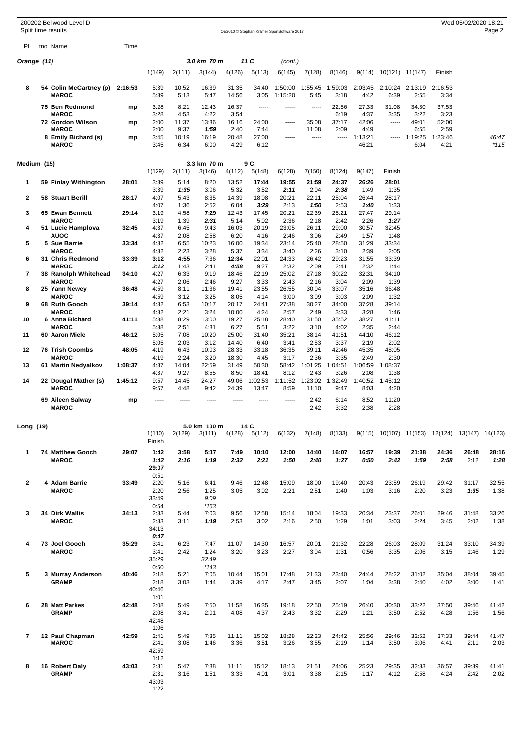200202 Bellwood Level D
Split time results

OE2010 © Stephan Krämer SportSoftware 2017

Wed 05/02/2020 18:21

## Orange (11) — 3.0 km 70 m, 11 C (cont.)

| Pl | tno | Name | Time | 1(149) | 2(111) | 3(144) | 4(126) | 5(113) | 6(145) | 7(128) | 8(146) | 9(114) | 10(121) | 11(147) | Finish | |
|---|---|---|---|---|---|---|---|---|---|---|---|---|---|---|---|---|
| 8 | 54 | Colin McCartney (p) MAROC | 2:16:53 | 5:39 | 10:52 | 16:39 | 31:35 | 34:40 | 1:50:00 | 1:55:45 | 1:59:03 | 2:03:45 | 2:10:24 | 2:13:19 | 2:16:53 | |
| | | | | 5:39 | 5:13 | 5:47 | 14:56 | 3:05 | 1:15:20 | 5:45 | 3:18 | 4:42 | 6:39 | 2:55 | 3:34 | |
| | 75 | Ben Redmond MAROC | mp | 3:28 | 8:21 | 12:43 | 16:37 | ----- | ----- | ----- | 22:56 | 27:33 | 31:08 | 34:30 | 37:53 | |
| | | | | 3:28 | 4:53 | 4:22 | 3:54 | | | | 6:19 | 4:37 | 3:35 | 3:22 | 3:23 | |
| | 72 | Gordon Wilson MAROC | mp | 2:00 | 11:37 | 13:36 | 16:16 | 24:00 | ----- | 35:08 | 37:17 | 42:06 | ----- | 49:01 | 52:00 | |
| | | | | 2:00 | 9:37 | ***1:59*** | 2:40 | 7:44 | | 11:08 | 2:09 | 4:49 | | 6:55 | 2:59 | |
| | 8 | Emily Bichard (s) MAROC | mp | 3:45 | 10:19 | 16:19 | 20:48 | 27:00 | ----- | ----- | ----- | 1:13:21 | ----- | 1:19:25 | 1:23:46 | *46:47* |
| | | | | 3:45 | 6:34 | 6:00 | 4:29 | 6:12 | | | | 46:21 | | 6:04 | 4:21 | *115 |

## Medium (15) — 3.3 km 70 m, 9 C

| Pl | tno | Name | Time | 1(129) | 2(111) | 3(146) | 4(112) | 5(148) | 6(128) | 7(150) | 8(124) | 9(147) | Finish |
|---|---|---|---|---|---|---|---|---|---|---|---|---|---|
| 1 | 59 | Finlay Withington | 28:01 | 3:39 | 5:14 | 8:20 | 13:52 | **17:44** | **19:55** | **21:59** | **24:37** | **26:26** | **28:01** |
| | | | | 3:39 | ***1:35*** | 3:06 | 5:32 | 3:52 | ***2:11*** | 2:04 | ***2:38*** | 1:49 | 1:35 |
| 2 | 58 | Stuart Berill | 28:17 | 4:07 | 5:43 | 8:35 | 14:39 | 18:08 | 20:21 | 22:11 | 25:04 | 26:44 | 28:17 |
| | | | | 4:07 | 1:36 | 2:52 | 6:04 | ***3:29*** | 2:13 | ***1:50*** | 2:53 | ***1:40*** | 1:33 |
| 3 | 65 | Ewan Bennett MAROC | 29:14 | 3:19 | 4:58 | **7:29** | 12:43 | 17:45 | 20:21 | 22:39 | 25:21 | 27:47 | 29:14 |
| | | | | 3:19 | 1:39 | ***2:31*** | 5:14 | 5:02 | 2:36 | 2:18 | 2:42 | 2:26 | ***1:27*** |
| 4 | 51 | Lucie Hamplova AUOC | 32:45 | 4:37 | 6:45 | 9:43 | 16:03 | 20:19 | 23:05 | 26:11 | 29:00 | 30:57 | 32:45 |
| | | | | 4:37 | 2:08 | 2:58 | 6:20 | 4:16 | 2:46 | 3:06 | 2:49 | 1:57 | 1:48 |
| 5 | 5 | Sue Barrie MAROC | 33:34 | 4:32 | 6:55 | 10:23 | 16:00 | 19:34 | 23:14 | 25:40 | 28:50 | 31:29 | 33:34 |
| | | | | 4:32 | 2:23 | 3:28 | 5:37 | 3:34 | 3:40 | 2:26 | 3:10 | 2:39 | 2:05 |
| 6 | 31 | Chris Redmond MAROC | 33:39 | **3:12** | **4:55** | 7:36 | **12:34** | 22:01 | 24:33 | 26:42 | 29:23 | 31:55 | 33:39 |
| | | | | ***3:12*** | 1:43 | 2:41 | ***4:58*** | 9:27 | 2:32 | 2:09 | 2:41 | 2:32 | 1:44 |
| 7 | 38 | Ranolph Whitehead MAROC | 34:10 | 4:27 | 6:33 | 9:19 | 18:46 | 22:19 | 25:02 | 27:18 | 30:22 | 32:31 | 34:10 |
| | | | | 4:27 | 2:06 | 2:46 | 9:27 | 3:33 | 2:43 | 2:16 | 3:04 | 2:09 | 1:39 |
| 8 | 25 | Yann Newey MAROC | 36:48 | 4:59 | 8:11 | 11:36 | 19:41 | 23:55 | 26:55 | 30:04 | 33:07 | 35:16 | 36:48 |
| | | | | 4:59 | 3:12 | 3:25 | 8:05 | 4:14 | 3:00 | 3:09 | 3:03 | 2:09 | 1:32 |
| 9 | 68 | Ruth Gooch MAROC | 39:14 | 4:32 | 6:53 | 10:17 | 20:17 | 24:41 | 27:38 | 30:27 | 34:00 | 37:28 | 39:14 |
| | | | | 4:32 | 2:21 | 3:24 | 10:00 | 4:24 | 2:57 | 2:49 | 3:33 | 3:28 | 1:46 |
| 10 | 6 | Anna Bichard MAROC | 41:11 | 5:38 | 8:29 | 13:00 | 19:27 | 25:18 | 28:40 | 31:50 | 35:52 | 38:27 | 41:11 |
| | | | | 5:38 | 2:51 | 4:31 | 6:27 | 5:51 | 3:22 | 3:10 | 4:02 | 2:35 | 2:44 |
| 11 | 60 | Aaron Miele | 46:12 | 5:05 | 7:08 | 10:20 | 25:00 | 31:40 | 35:21 | 38:14 | 41:51 | 44:10 | 46:12 |
| | | | | 5:05 | 2:03 | 3:12 | 14:40 | 6:40 | 3:41 | 2:53 | 3:37 | 2:19 | 2:02 |
| 12 | 76 | Trish Coombs MAROC | 48:05 | 4:19 | 6:43 | 10:03 | 28:33 | 33:18 | 36:35 | 39:11 | 42:46 | 45:35 | 48:05 |
| | | | | 4:19 | 2:24 | 3:20 | 18:30 | 4:45 | 3:17 | 2:36 | 3:35 | 2:49 | 2:30 |
| 13 | 61 | Martin Nedyalkov | 1:08:37 | 4:37 | 14:04 | 22:59 | 31:49 | 50:30 | 58:42 | 1:01:25 | 1:04:51 | 1:06:59 | 1:08:37 |
| | | | | 4:37 | 9:27 | 8:55 | 8:50 | 18:41 | 8:12 | 2:43 | 3:26 | 2:08 | 1:38 |
| 14 | 22 | Dougal Mather (s) MAROC | 1:45:12 | 9:57 | 14:45 | 24:27 | 49:06 | 1:02:53 | 1:11:52 | 1:23:02 | 1:32:49 | 1:40:52 | 1:45:12 |
| | | | | 9:57 | 4:48 | 9:42 | 24:39 | 13:47 | 8:59 | 11:10 | 9:47 | 8:03 | 4:20 |
| | 69 | Aileen Salway MAROC | mp | ----- | ----- | ----- | ----- | ----- | ----- | 2:42 | 6:14 | 8:52 | 11:20 |
| | | | | | | | | | | 2:42 | 3:32 | 2:38 | 2:28 |

## Long (19) — 5.0 km 100 m, 14 C

| Pl | tno | Name | Time | 1(110) / Finish | 2(129) | 3(111) | 4(128) | 5(112) | 6(132) | 7(148) | 8(133) | 9(115) | 10(107) | 11(153) | 12(124) | 13(147) | 14(123) |
|---|---|---|---|---|---|---|---|---|---|---|---|---|---|---|---|---|---|
| 1 | 74 | Matthew Gooch MAROC | 29:07 | **1:42** | **3:58** | **5:17** | **7:49** | **10:10** | **12:00** | **14:40** | **16:07** | **16:57** | **19:39** | **21:38** | **24:36** | **26:48** | **28:16** |
| | | | | ***1:42*** | ***2:16*** | ***1:19*** | ***2:32*** | ***2:21*** | ***1:50*** | ***2:40*** | ***1:27*** | ***0:50*** | ***2:42*** | ***1:59*** | ***2:58*** | 2:12 | ***1:28*** |
| | | | | **29:07** | | | | | | | | | | | | | |
| | | | | 0:51 | | | | | | | | | | | | | |
| 2 | 4 | Adam Barrie MAROC | 33:49 | 2:20 | 5:16 | 6:41 | 9:46 | 12:48 | 15:09 | 18:00 | 19:40 | 20:43 | 23:59 | 26:19 | 29:42 | 31:17 | 32:55 |
| | | | | 2:20 | 2:56 | 1:25 | 3:05 | 3:02 | 2:21 | 2:51 | 1:40 | 1:03 | 3:16 | 2:20 | 3:23 | ***1:35*** | 1:38 |
| | | | | 33:49 | | 9:09 | | | | | | | | | | | |
| | | | | 0:54 | | *153 | | | | | | | | | | | |
| 3 | 34 | Dirk Wallis MAROC | 34:13 | 2:33 | 5:44 | 7:03 | 9:56 | 12:58 | 15:14 | 18:04 | 19:33 | 20:34 | 23:37 | 26:01 | 29:46 | 31:48 | 33:26 |
| | | | | 2:33 | 3:11 | ***1:19*** | 2:53 | 3:02 | 2:16 | 2:50 | 1:29 | 1:01 | 3:03 | 2:24 | 3:45 | 2:02 | 1:38 |
| | | | | 34:13 | | | | | | | | | | | | | |
| | | | | ***0:47*** | | | | | | | | | | | | | |
| 4 | 73 | Joel Gooch MAROC | 35:29 | 3:41 | 6:23 | 7:47 | 11:07 | 14:30 | 16:57 | 20:01 | 21:32 | 22:28 | 26:03 | 28:09 | 31:24 | 33:10 | 34:39 |
| | | | | 3:41 | 2:42 | 1:24 | 3:20 | 3:23 | 2:27 | 3:04 | 1:31 | 0:56 | 3:35 | 2:06 | 3:15 | 1:46 | 1:29 |
| | | | | 35:29 | | *32:49* | | | | | | | | | | | |
| | | | | 0:50 | | *143 | | | | | | | | | | | |
| 5 | 3 | Murray Anderson GRAMP | 40:46 | 2:18 | 5:21 | 7:05 | 10:44 | 15:01 | 17:48 | 21:33 | 23:40 | 24:44 | 28:22 | 31:02 | 35:04 | 38:04 | 39:45 |
| | | | | 2:18 | 3:03 | 1:44 | 3:39 | 4:17 | 2:47 | 3:45 | 2:07 | 1:04 | 3:38 | 2:40 | 4:02 | 3:00 | 1:41 |
| | | | | 40:46 | | | | | | | | | | | | | |
| | | | | 1:01 | | | | | | | | | | | | | |
| 6 | 28 | Matt Parkes GRAMP | 42:48 | 2:08 | 5:49 | 7:50 | 11:58 | 16:35 | 19:18 | 22:50 | 25:19 | 26:40 | 30:30 | 33:22 | 37:50 | 39:46 | 41:42 |
| | | | | 2:08 | 3:41 | 2:01 | 4:08 | 4:37 | 2:43 | 3:32 | 2:29 | 1:21 | 3:50 | 2:52 | 4:28 | 1:56 | 1:56 |
| | | | | 42:48 | | | | | | | | | | | | | |
| | | | | 1:06 | | | | | | | | | | | | | |
| 7 | 12 | Paul Chapman MAROC | 42:59 | 2:41 | 5:49 | 7:35 | 11:11 | 15:02 | 18:28 | 22:23 | 24:42 | 25:56 | 29:46 | 32:52 | 37:33 | 39:44 | 41:47 |
| | | | | 2:41 | 3:08 | 1:46 | 3:36 | 3:51 | 3:26 | 3:55 | 2:19 | 1:14 | 3:50 | 3:06 | 4:41 | 2:11 | 2:03 |
| | | | | 42:59 | | | | | | | | | | | | | |
| | | | | 1:12 | | | | | | | | | | | | | |
| 8 | 16 | Robert Daly GRAMP | 43:03 | 2:31 | 5:47 | 7:38 | 11:11 | 15:12 | 18:13 | 21:51 | 24:06 | 25:23 | 29:35 | 32:33 | 36:57 | 39:39 | 41:41 |
| | | | | 2:31 | 3:16 | 1:51 | 3:33 | 4:01 | 3:01 | 3:38 | 2:15 | 1:17 | 4:12 | 2:58 | 4:24 | 2:42 | 2:02 |
| | | | | 43:03 | | | | | | | | | | | | | |
| | | | | 1:22 | | | | | | | | | | | | | |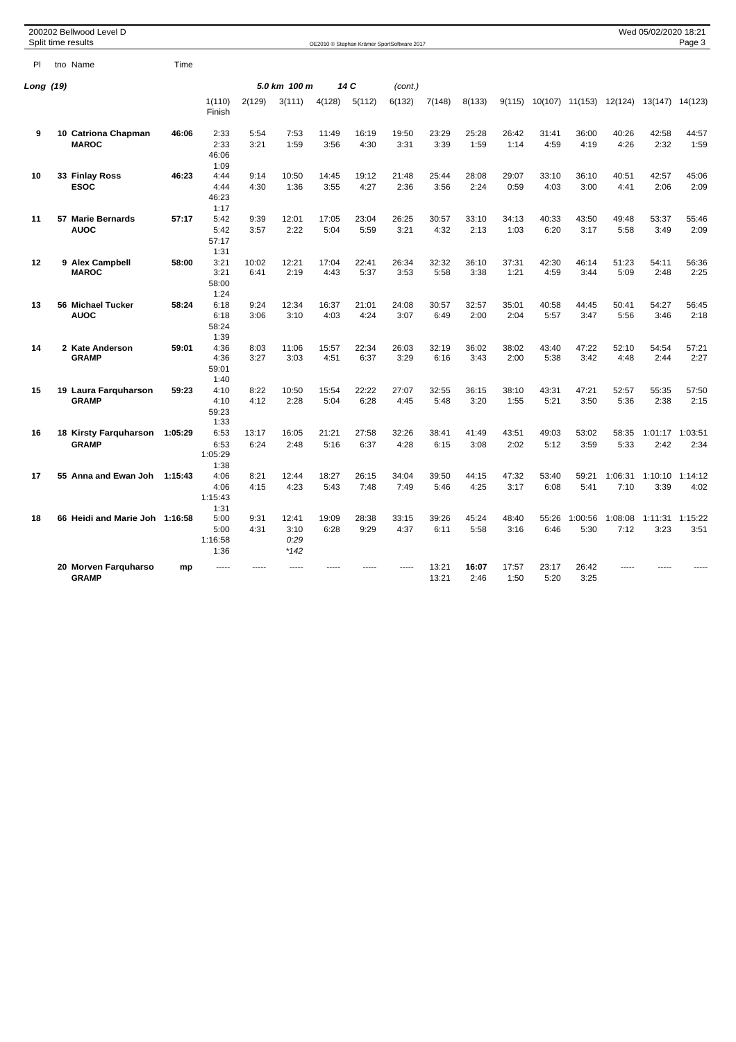200202 Bellwood Level D
Split time results

OE2010 © Stephan Krämer SportSoftware 2017

Wed 05/02/2020 18:21

| Pl | tno | Name | Time | 1(110) Finish | 2(129) | 3(111) | 4(128) | 5(112) | 6(132) | 7(148) | 8(133) | 9(115) | 10(107) | 11(153) | 12(124) | 13(147) | 14(123) |
|---|---|---|---|---|---|---|---|---|---|---|---|---|---|---|---|---|---|
| **Long (19)** | | | | | | 5.0 km 100 m | | 14 C | (cont.) | | | | | | | | |
| **9** | **10** | **Catriona Chapman** **MAROC** | **46:06** | 2:33 2:33 46:06 1:09 | 5:54 3:21 | 7:53 1:59 | 11:49 3:56 | 16:19 4:30 | 19:50 3:31 | 23:29 3:39 | 25:28 1:59 | 26:42 1:14 | 31:41 4:59 | 36:00 4:19 | 40:26 4:26 | 42:58 2:32 | 44:57 1:59 |
| **10** | **33** | **Finlay Ross** **ESOC** | **46:23** | 4:44 4:44 46:23 1:17 | 9:14 4:30 | 10:50 1:36 | 14:45 3:55 | 19:12 4:27 | 21:48 2:36 | 25:44 3:56 | 28:08 2:24 | 29:07 0:59 | 33:10 4:03 | 36:10 3:00 | 40:51 4:41 | 42:57 2:06 | 45:06 2:09 |
| **11** | **57** | **Marie Bernards** **AUOC** | **57:17** | 5:42 5:42 57:17 1:31 | 9:39 3:57 | 12:01 2:22 | 17:05 5:04 | 23:04 5:59 | 26:25 3:21 | 30:57 4:32 | 33:10 2:13 | 34:13 1:03 | 40:33 6:20 | 43:50 3:17 | 49:48 5:58 | 53:37 3:49 | 55:46 2:09 |
| **12** | **9** | **Alex Campbell** **MAROC** | **58:00** | 3:21 3:21 58:00 1:24 | 10:02 6:41 | 12:21 2:19 | 17:04 4:43 | 22:41 5:37 | 26:34 3:53 | 32:32 5:58 | 36:10 3:38 | 37:31 1:21 | 42:30 4:59 | 46:14 3:44 | 51:23 5:09 | 54:11 2:48 | 56:36 2:25 |
| **13** | **56** | **Michael Tucker** **AUOC** | **58:24** | 6:18 6:18 58:24 1:39 | 9:24 3:06 | 12:34 3:10 | 16:37 4:03 | 21:01 4:24 | 24:08 3:07 | 30:57 6:49 | 32:57 2:00 | 35:01 2:04 | 40:58 5:57 | 44:45 3:47 | 50:41 5:56 | 54:27 3:46 | 56:45 2:18 |
| **14** | **2** | **Kate Anderson** **GRAMP** | **59:01** | 4:36 4:36 59:01 1:40 | 8:03 3:27 | 11:06 3:03 | 15:57 4:51 | 22:34 6:37 | 26:03 3:29 | 32:19 6:16 | 36:02 3:43 | 38:02 2:00 | 43:40 5:38 | 47:22 3:42 | 52:10 4:48 | 54:54 2:44 | 57:21 2:27 |
| **15** | **19** | **Laura Farquharson** **GRAMP** | **59:23** | 4:10 4:10 59:23 1:33 | 8:22 4:12 | 10:50 2:28 | 15:54 5:04 | 22:22 6:28 | 27:07 4:45 | 32:55 5:48 | 36:15 3:20 | 38:10 1:55 | 43:31 5:21 | 47:21 3:50 | 52:57 5:36 | 55:35 2:38 | 57:50 2:15 |
| **16** | **18** | **Kirsty Farquharson** **GRAMP** | **1:05:29** | 6:53 6:53 1:05:29 1:38 | 13:17 6:24 | 16:05 2:48 | 21:21 5:16 | 27:58 6:37 | 32:26 4:28 | 38:41 6:15 | 41:49 3:08 | 43:51 2:02 | 49:03 5:12 | 53:02 3:59 | 58:35 5:33 | 1:01:17 2:42 | 1:03:51 2:34 |
| **17** | **55** | **Anna and Ewan Joh** | **1:15:43** | 4:06 4:06 1:15:43 1:31 | 8:21 4:15 | 12:44 4:23 | 18:27 5:43 | 26:15 7:48 | 34:04 7:49 | 39:50 5:46 | 44:15 4:25 | 47:32 3:17 | 53:40 6:08 | 59:21 5:41 | 1:06:31 7:10 | 1:10:10 3:39 | 1:14:12 4:02 |
| **18** | **66** | **Heidi and Marie Joh** | **1:16:58** | 5:00 5:00 1:16:58 1:36 | 9:31 4:31 | 12:41 3:10 *0:29* *\*142* | 19:09 6:28 | 28:38 9:29 | 33:15 4:37 | 39:26 6:11 | 45:24 5:58 | 48:40 3:16 | 55:26 6:46 | 1:00:56 5:30 | 1:08:08 7:12 | 1:11:31 3:23 | 1:15:22 3:51 |
| | **20** | **Morven Farquharso** **GRAMP** | **mp** | ----- | ----- | ----- | ----- | ----- | ----- | 13:21 13:21 | **16:07** 2:46 | 17:57 1:50 | 23:17 5:20 | 26:42 3:25 | ----- | ----- | ----- |